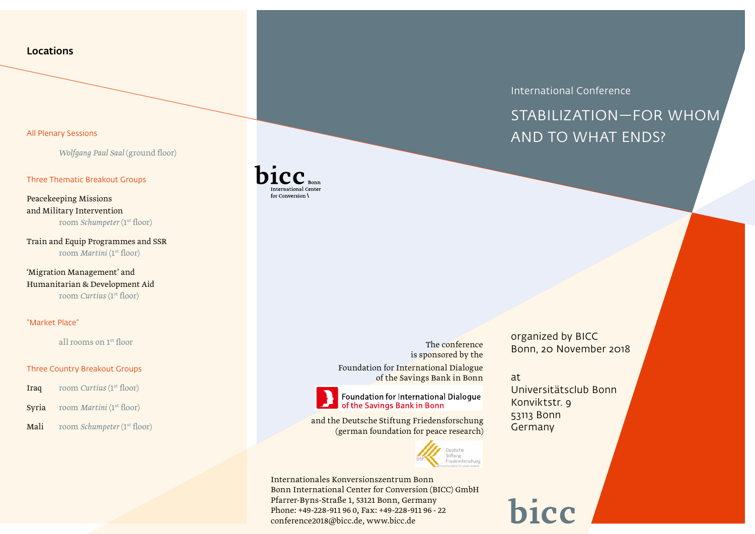## Locations

All Plenary Sessions

*Wolfgang Paul Saal* (ground floor)

Three Thematic Breakout Groups

Peacekeeping Missions and Military Intervention
room *Schumpeter* (1st floor)

Train and Equip Programmes and SSR
room *Martini* (1st floor)

'Migration Management' and Humanitarian & Development Aid
room *Curtius* (1st floor)

"Market Place"

all rooms on 1st floor

Three Country Breakout Groups

| | |
|---|---|
| Iraq | room *Curtius* (1st floor) |
| Syria | room *Martini* (1st floor) |
| Mali | room *Schumpeter* (1st floor) |

bicc Bonn International Center for Conversion

International Conference

# STABILIZATION—FOR WHOM AND TO WHAT ENDS?

organized by BICC
Bonn, 20 November 2018

at
Universitätsclub Bonn
Konviktstr. 9
53113 Bonn
Germany

The conference is sponsored by the Foundation for International Dialogue of the Savings Bank in Bonn

Foundation for International Dialogue of the Savings Bank in Bonn

and the Deutsche Stiftung Friedensforschung (german foundation for peace research)

Deutsche Stiftung Friedensforschung

Internationales Konversionszentrum Bonn
Bonn International Center for Conversion (BICC) GmbH
Pfarrer-Byns-Straße 1, 53121 Bonn, Germany
Phone: +49-228-911 96 0, Fax: +49-228-911 96 - 22
conference2018@bicc.de, www.bicc.de

bicc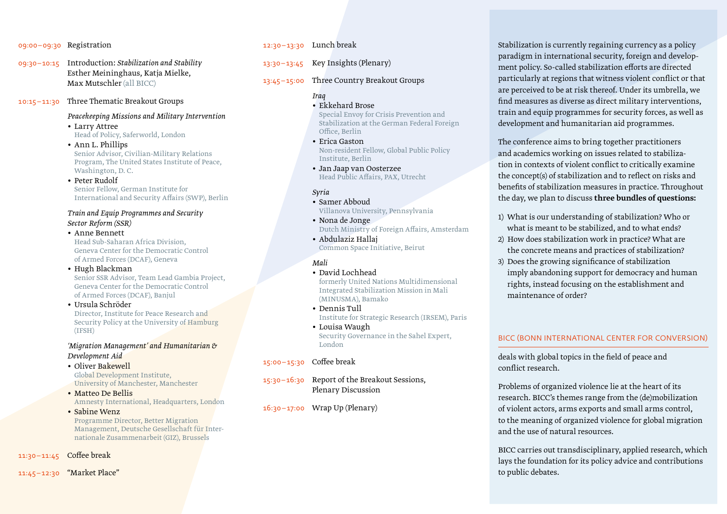09:00–09:30 Registration

09:30–10:15 Introduction: *Stabilization and Stability*
Esther Meininghaus, Katja Mielke, Max Mutschler (all BICC)

10:15–11:30 Three Thematic Breakout Groups

*Peacekeeping Missions and Military Intervention*

- Larry Attree
  Head of Policy, Saferworld, London
- Ann L. Phillips
  Senior Advisor, Civilian-Military Relations Program, The United States Institute of Peace, Washington, D. C.
- Peter Rudolf
  Senior Fellow, German Institute for International and Security Affairs (SWP), Berlin

*Train and Equip Programmes and Security Sector Reform (SSR)*

- Anne Bennett
  Head Sub-Saharan Africa Division, Geneva Center for the Democratic Control of Armed Forces (DCAF), Geneva
- Hugh Blackman
  Senior SSR Advisor, Team Lead Gambia Project, Geneva Center for the Democratic Control of Armed Forces (DCAF), Banjul
- Ursula Schröder
  Director, Institute for Peace Research and Security Policy at the University of Hamburg (IFSH)

*'Migration Management' and Humanitarian & Development Aid*

- Oliver Bakewell
  Global Development Institute, University of Manchester, Manchester
- Matteo De Bellis
  Amnesty International, Headquarters, London
- Sabine Wenz
  Programme Director, Better Migration Management, Deutsche Gesellschaft für Internationale Zusammenarbeit (GIZ), Brussels

11:30–11:45 Coffee break

11:45–12:30 "Market Place"

12:30–13:30 Lunch break

13:30–13:45 Key Insights (Plenary)

13:45–15:00 Three Country Breakout Groups

*Iraq*

- Ekkehard Brose
  Special Envoy for Crisis Prevention and Stabilization at the German Federal Foreign Office, Berlin
- Erica Gaston
  Non-resident Fellow, Global Public Policy Institute, Berlin
- Jan Jaap van Oosterzee
  Head Public Affairs, PAX, Utrecht

*Syria*

- Samer Abboud
  Villanova University, Pennsylvania
- Nona de Jonge
  Dutch Ministry of Foreign Affairs, Amsterdam
- Abdulaziz Hallaj
  Common Space Initiative, Beirut

*Mali*

- David Lochhead
  formerly United Nations Multidimensional Integrated Stabilization Mission in Mali (MINUSMA), Bamako
- Dennis Tull
  Institute for Strategic Research (IRSEM), Paris
- Louisa Waugh
  Security Governance in the Sahel Expert, London

15:00–15:30 Coffee break

15:30–16:30 Report of the Breakout Sessions, Plenary Discussion

16:30–17:00 Wrap Up (Plenary)

Stabilization is currently regaining currency as a policy paradigm in international security, foreign and development policy. So-called stabilization efforts are directed particularly at regions that witness violent conflict or that are perceived to be at risk thereof. Under its umbrella, we find measures as diverse as direct military interventions, train and equip programmes for security forces, as well as development and humanitarian aid programmes.

The conference aims to bring together practitioners and academics working on issues related to stabilization in contexts of violent conflict to critically examine the concept(s) of stabilization and to reflect on risks and benefits of stabilization measures in practice. Throughout the day, we plan to discuss **three bundles of questions:**

1) What is our understanding of stabilization? Who or what is meant to be stabilized, and to what ends?
2) How does stabilization work in practice? What are the concrete means and practices of stabilization?
3) Does the growing significance of stabilization imply abandoning support for democracy and human rights, instead focusing on the establishment and maintenance of order?

## BICC (BONN INTERNATIONAL CENTER FOR CONVERSION)

deals with global topics in the field of peace and conflict research.

Problems of organized violence lie at the heart of its research. BICC's themes range from the (de)mobilization of violent actors, arms exports and small arms control, to the meaning of organized violence for global migration and the use of natural resources.

BICC carries out transdisciplinary, applied research, which lays the foundation for its policy advice and contributions to public debates.